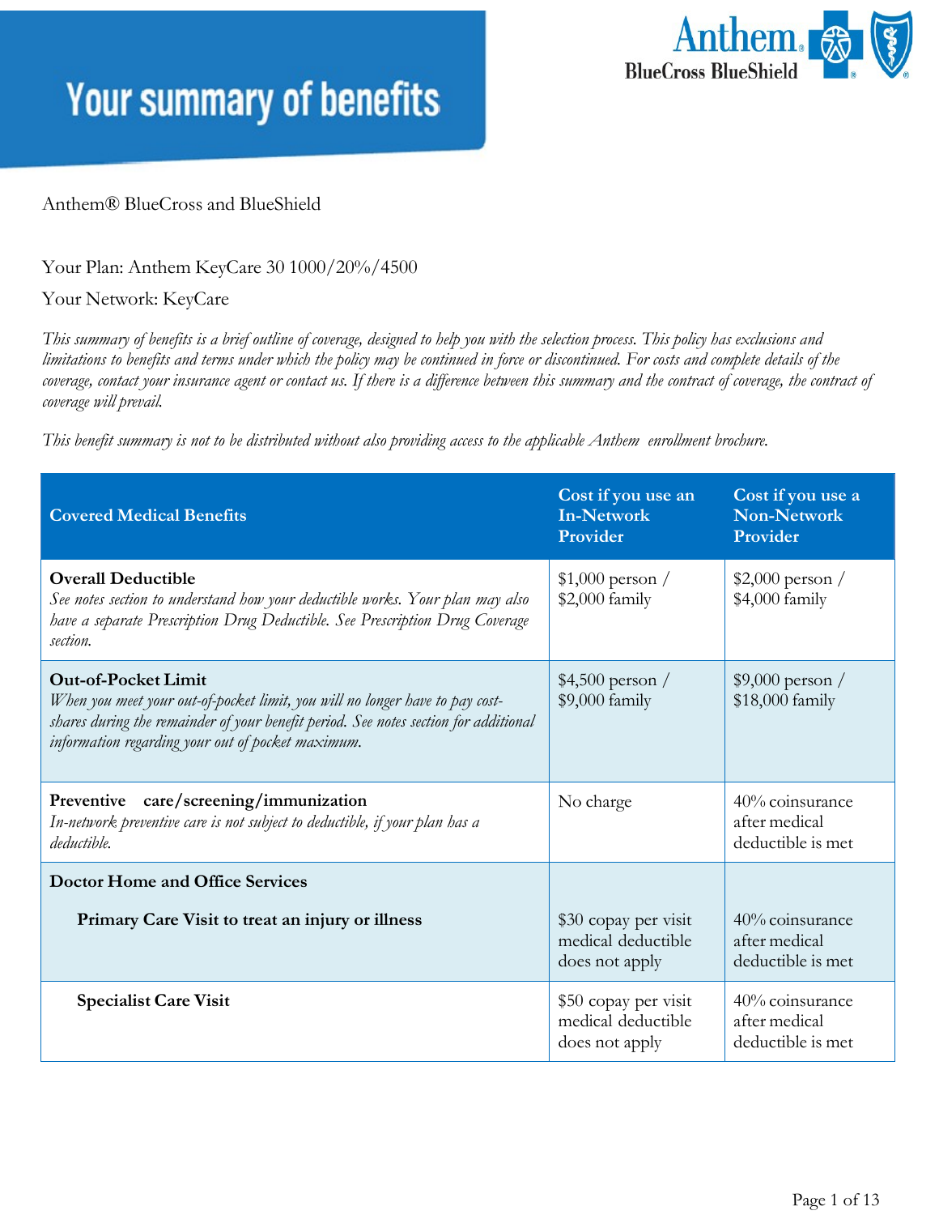# Your summary of benefits

Anthem® BlueCross and BlueShield

Your Plan: Anthem KeyCare 30 1000/20%/4500

Your Network: KeyCare

*This summary of benefits is a brief outline of coverage, designed to help you with the selection process. This policy has exclusions and limitations to benefits and terms under which the policy may be continued in force or discontinued. For costs and complete details of the coverage, contact your insurance agent or contact us. If there is a difference between this summary and the contract of coverage, the contract of coverage will prevail.*

*This benefit summary is not to be distributed without also providing access to the applicable Anthem enrollment brochure.*

| Covered Medical Benefits | Cost if you use an In-Network Provider | Cost if you use a Non-Network Provider |
|---|---|---|
| **Overall Deductible**<br>*See notes section to understand how your deductible works. Your plan may also have a separate Prescription Drug Deductible. See Prescription Drug Coverage section.* | $1,000 person / $2,000 family | $2,000 person / $4,000 family |
| **Out-of-Pocket Limit**<br>*When you meet your out-of-pocket limit, you will no longer have to pay cost-shares during the remainder of your benefit period. See notes section for additional information regarding your out of pocket maximum.* | $4,500 person / $9,000 family | $9,000 person / $18,000 family |
| **Preventive care/screening/immunization**<br>*In-network preventive care is not subject to deductible, if your plan has a deductible.* | No charge | 40% coinsurance after medical deductible is met |
| **Doctor Home and Office Services** | | |
| **Primary Care Visit to treat an injury or illness** | $30 copay per visit medical deductible does not apply | 40% coinsurance after medical deductible is met |
| **Specialist Care Visit** | $50 copay per visit medical deductible does not apply | 40% coinsurance after medical deductible is met |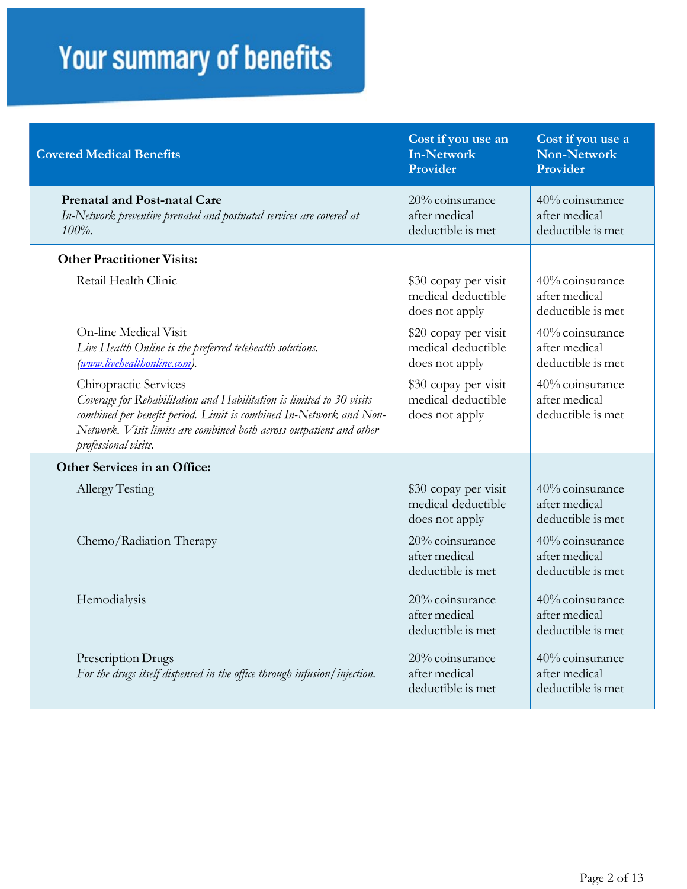# Your summary of benefits

| Covered Medical Benefits | Cost if you use an In-Network Provider | Cost if you use a Non-Network Provider |
|---|---|---|
| **Prenatal and Post-natal Care**<br>*In-Network preventive prenatal and postnatal services are covered at 100%.* | 20% coinsurance after medical deductible is met | 40% coinsurance after medical deductible is met |
| **Other Practitioner Visits:** | | |
| Retail Health Clinic | $30 copay per visit medical deductible does not apply | 40% coinsurance after medical deductible is met |
| On-line Medical Visit<br>*Live Health Online is the preferred telehealth solutions. ([www.livehealthonline.com](http://www.livehealthonline.com)).* | $20 copay per visit medical deductible does not apply | 40% coinsurance after medical deductible is met |
| Chiropractic Services<br>*Coverage for Rehabilitation and Habilitation is limited to 30 visits combined per benefit period. Limit is combined In-Network and Non-Network. Visit limits are combined both across outpatient and other professional visits.* | $30 copay per visit medical deductible does not apply | 40% coinsurance after medical deductible is met |
| **Other Services in an Office:** | | |
| Allergy Testing | $30 copay per visit medical deductible does not apply | 40% coinsurance after medical deductible is met |
| Chemo/Radiation Therapy | 20% coinsurance after medical deductible is met | 40% coinsurance after medical deductible is met |
| Hemodialysis | 20% coinsurance after medical deductible is met | 40% coinsurance after medical deductible is met |
| Prescription Drugs<br>*For the drugs itself dispensed in the office through infusion/injection.* | 20% coinsurance after medical deductible is met | 40% coinsurance after medical deductible is met |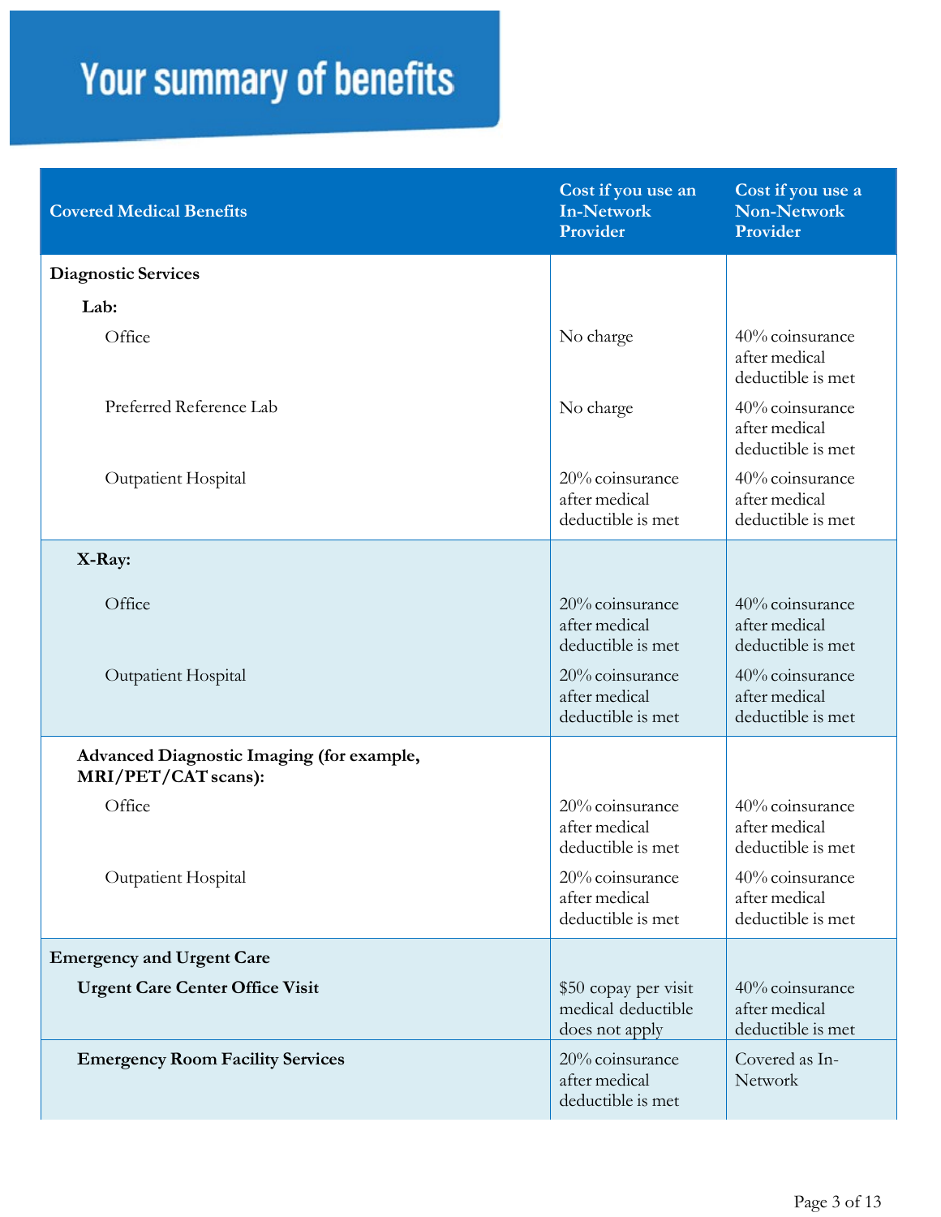# Your summary of benefits

| Covered Medical Benefits | Cost if you use an In-Network Provider | Cost if you use a Non-Network Provider |
|---|---|---|
| **Diagnostic Services** | | |
| **Lab:** | | |
| Office | No charge | 40% coinsurance after medical deductible is met |
| Preferred Reference Lab | No charge | 40% coinsurance after medical deductible is met |
| Outpatient Hospital | 20% coinsurance after medical deductible is met | 40% coinsurance after medical deductible is met |
| **X-Ray:** | | |
| Office | 20% coinsurance after medical deductible is met | 40% coinsurance after medical deductible is met |
| Outpatient Hospital | 20% coinsurance after medical deductible is met | 40% coinsurance after medical deductible is met |
| **Advanced Diagnostic Imaging (for example, MRI/PET/CAT scans):** | | |
| Office | 20% coinsurance after medical deductible is met | 40% coinsurance after medical deductible is met |
| Outpatient Hospital | 20% coinsurance after medical deductible is met | 40% coinsurance after medical deductible is met |
| **Emergency and Urgent Care** | | |
| **Urgent Care Center Office Visit** | $50 copay per visit medical deductible does not apply | 40% coinsurance after medical deductible is met |
| **Emergency Room Facility Services** | 20% coinsurance after medical deductible is met | Covered as In-Network |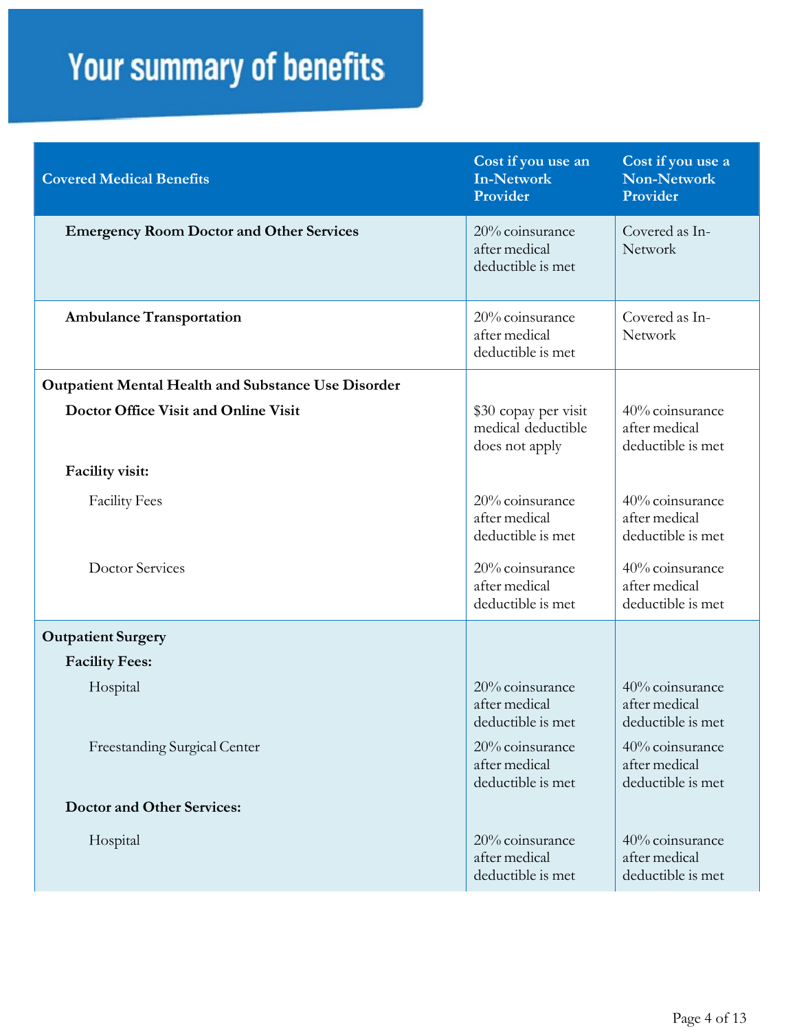# Your summary of benefits

| Covered Medical Benefits | Cost if you use an In-Network Provider | Cost if you use a Non-Network Provider |
|---|---|---|
| **Emergency Room Doctor and Other Services** | 20% coinsurance after medical deductible is met | Covered as In-Network |
| **Ambulance Transportation** | 20% coinsurance after medical deductible is met | Covered as In-Network |
| **Outpatient Mental Health and Substance Use Disorder** | | |
| **Doctor Office Visit and Online Visit** | $30 copay per visit medical deductible does not apply | 40% coinsurance after medical deductible is met |
| **Facility visit:** | | |
| Facility Fees | 20% coinsurance after medical deductible is met | 40% coinsurance after medical deductible is met |
| Doctor Services | 20% coinsurance after medical deductible is met | 40% coinsurance after medical deductible is met |
| **Outpatient Surgery** | | |
| **Facility Fees:** | | |
| Hospital | 20% coinsurance after medical deductible is met | 40% coinsurance after medical deductible is met |
| Freestanding Surgical Center | 20% coinsurance after medical deductible is met | 40% coinsurance after medical deductible is met |
| **Doctor and Other Services:** | | |
| Hospital | 20% coinsurance after medical deductible is met | 40% coinsurance after medical deductible is met |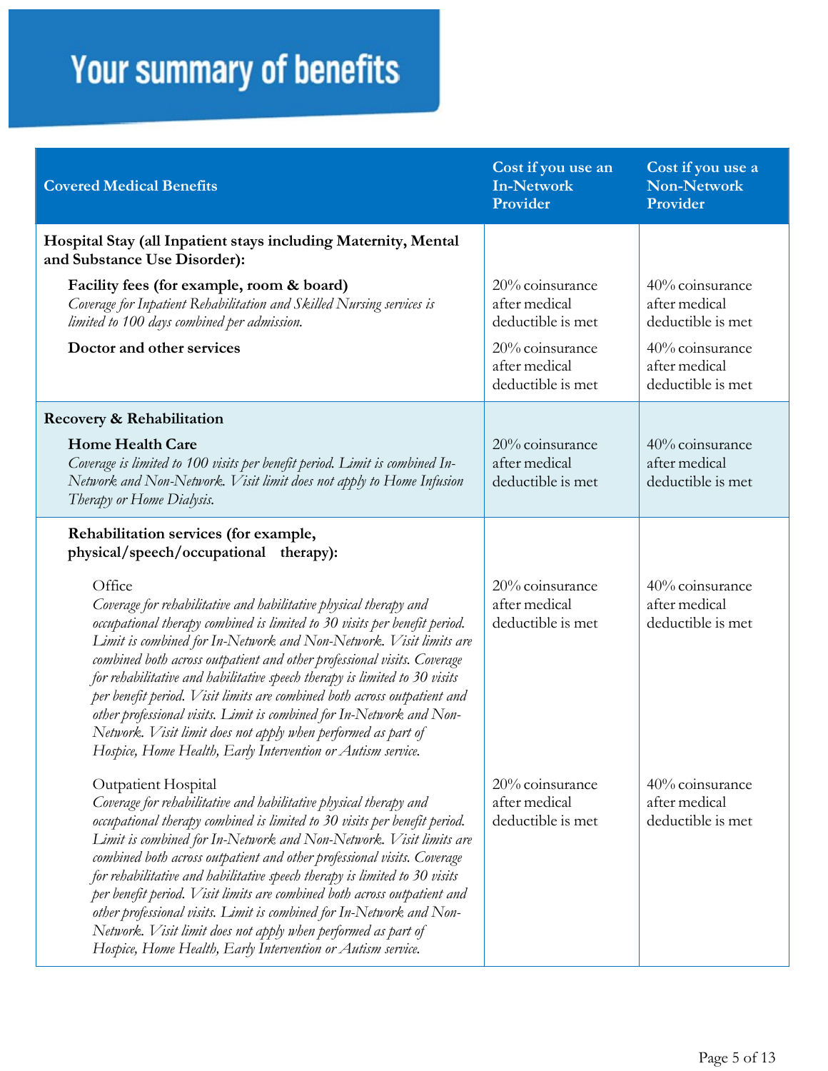# Your summary of benefits

| Covered Medical Benefits | Cost if you use an In-Network Provider | Cost if you use a Non-Network Provider |
|---|---|---|
| **Hospital Stay (all Inpatient stays including Maternity, Mental and Substance Use Disorder):** | | |
| **Facility fees (for example, room & board)** *Coverage for Inpatient Rehabilitation and Skilled Nursing services is limited to 100 days combined per admission.* | 20% coinsurance after medical deductible is met | 40% coinsurance after medical deductible is met |
| **Doctor and other services** | 20% coinsurance after medical deductible is met | 40% coinsurance after medical deductible is met |
| **Recovery & Rehabilitation** | | |
| **Home Health Care** *Coverage is limited to 100 visits per benefit period. Limit is combined In-Network and Non-Network. Visit limit does not apply to Home Infusion Therapy or Home Dialysis.* | 20% coinsurance after medical deductible is met | 40% coinsurance after medical deductible is met |
| **Rehabilitation services (for example, physical/speech/occupational therapy):** | | |
| Office *Coverage for rehabilitative and habilitative physical therapy and occupational therapy combined is limited to 30 visits per benefit period. Limit is combined for In-Network and Non-Network. Visit limits are combined both across outpatient and other professional visits. Coverage for rehabilitative and habilitative speech therapy is limited to 30 visits per benefit period. Visit limits are combined both across outpatient and other professional visits. Limit is combined for In-Network and Non-Network. Visit limit does not apply when performed as part of Hospice, Home Health, Early Intervention or Autism service.* | 20% coinsurance after medical deductible is met | 40% coinsurance after medical deductible is met |
| Outpatient Hospital *Coverage for rehabilitative and habilitative physical therapy and occupational therapy combined is limited to 30 visits per benefit period. Limit is combined for In-Network and Non-Network. Visit limits are combined both across outpatient and other professional visits. Coverage for rehabilitative and habilitative speech therapy is limited to 30 visits per benefit period. Visit limits are combined both across outpatient and other professional visits. Limit is combined for In-Network and Non-Network. Visit limit does not apply when performed as part of Hospice, Home Health, Early Intervention or Autism service.* | 20% coinsurance after medical deductible is met | 40% coinsurance after medical deductible is met |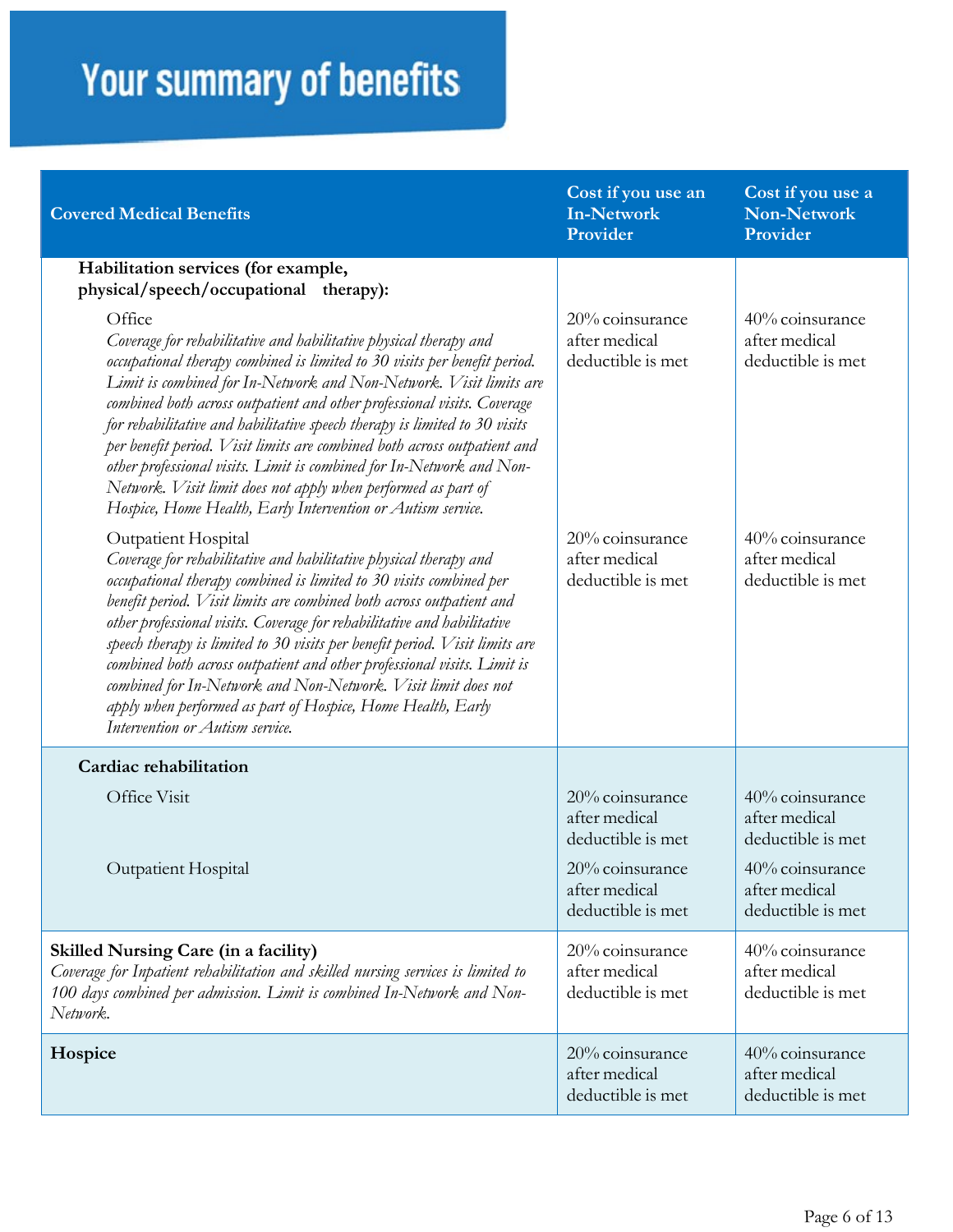# Your summary of benefits

| Covered Medical Benefits | Cost if you use an In-Network Provider | Cost if you use a Non-Network Provider |
|---|---|---|
| **Habilitation services (for example, physical/speech/occupational therapy):** | | |
| Office<br>*Coverage for rehabilitative and habilitative physical therapy and occupational therapy combined is limited to 30 visits per benefit period. Limit is combined for In-Network and Non-Network. Visit limits are combined both across outpatient and other professional visits. Coverage for rehabilitative and habilitative speech therapy is limited to 30 visits per benefit period. Visit limits are combined both across outpatient and other professional visits. Limit is combined for In-Network and Non-Network. Visit limit does not apply when performed as part of Hospice, Home Health, Early Intervention or Autism service.* | 20% coinsurance after medical deductible is met | 40% coinsurance after medical deductible is met |
| Outpatient Hospital<br>*Coverage for rehabilitative and habilitative physical therapy and occupational therapy combined is limited to 30 visits combined per benefit period. Visit limits are combined both across outpatient and other professional visits. Coverage for rehabilitative and habilitative speech therapy is limited to 30 visits per benefit period. Visit limits are combined both across outpatient and other professional visits. Limit is combined for In-Network and Non-Network. Visit limit does not apply when performed as part of Hospice, Home Health, Early Intervention or Autism service.* | 20% coinsurance after medical deductible is met | 40% coinsurance after medical deductible is met |
| **Cardiac rehabilitation** | | |
| Office Visit | 20% coinsurance after medical deductible is met | 40% coinsurance after medical deductible is met |
| Outpatient Hospital | 20% coinsurance after medical deductible is met | 40% coinsurance after medical deductible is met |
| **Skilled Nursing Care (in a facility)**<br>*Coverage for Inpatient rehabilitation and skilled nursing services is limited to 100 days combined per admission. Limit is combined In-Network and Non-Network.* | 20% coinsurance after medical deductible is met | 40% coinsurance after medical deductible is met |
| **Hospice** | 20% coinsurance after medical deductible is met | 40% coinsurance after medical deductible is met |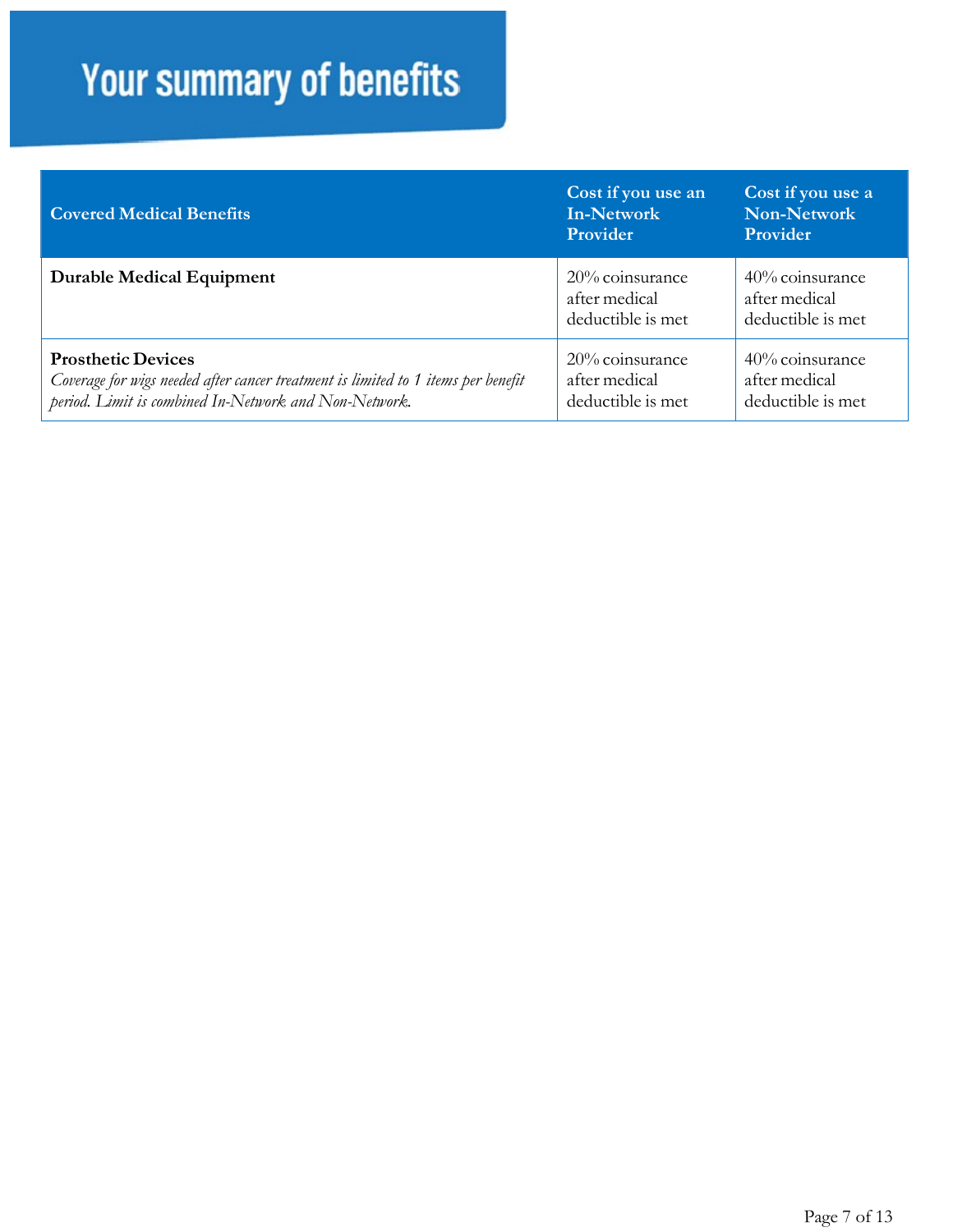# Your summary of benefits

| Covered Medical Benefits | Cost if you use an In-Network Provider | Cost if you use a Non-Network Provider |
|---|---|---|
| **Durable Medical Equipment** | 20% coinsurance after medical deductible is met | 40% coinsurance after medical deductible is met |
| **Prosthetic Devices**<br>*Coverage for wigs needed after cancer treatment is limited to 1 items per benefit period. Limit is combined In-Network and Non-Network.* | 20% coinsurance after medical deductible is met | 40% coinsurance after medical deductible is met |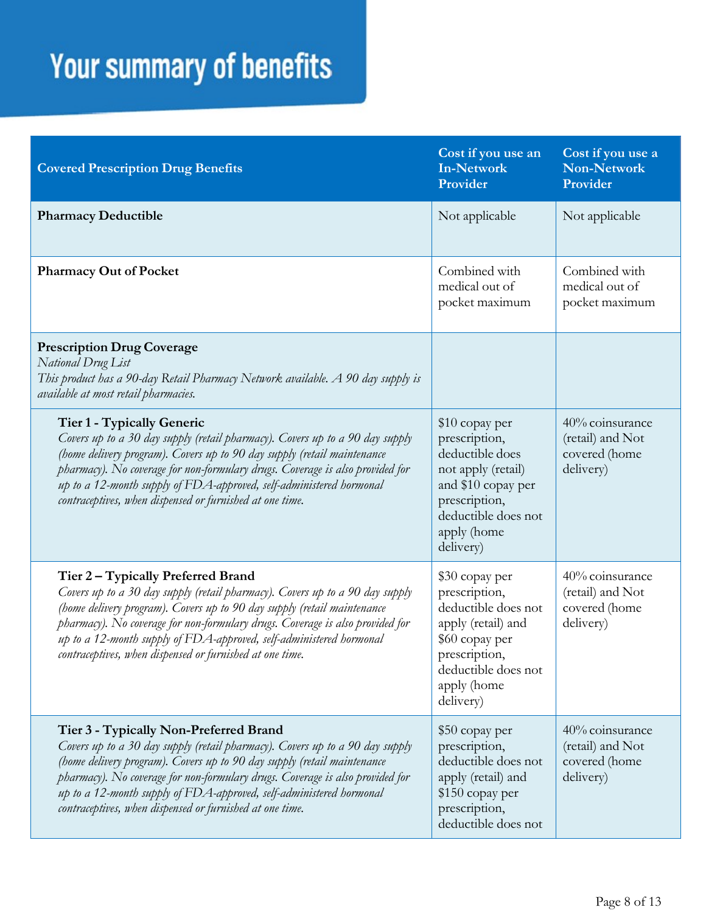# Your summary of benefits

| Covered Prescription Drug Benefits | Cost if you use an In-Network Provider | Cost if you use a Non-Network Provider |
|---|---|---|
| **Pharmacy Deductible** | Not applicable | Not applicable |
| **Pharmacy Out of Pocket** | Combined with medical out of pocket maximum | Combined with medical out of pocket maximum |
| **Prescription Drug Coverage**<br>*National Drug List*<br>*This product has a 90-day Retail Pharmacy Network available. A 90 day supply is available at most retail pharmacies.* | | |
| **Tier 1 - Typically Generic**<br>*Covers up to a 30 day supply (retail pharmacy). Covers up to a 90 day supply (home delivery program). Covers up to 90 day supply (retail maintenance pharmacy). No coverage for non-formulary drugs. Coverage is also provided for up to a 12-month supply of FDA-approved, self-administered hormonal contraceptives, when dispensed or furnished at one time.* | $10 copay per prescription, deductible does not apply (retail) and $10 copay per prescription, deductible does not apply (home delivery) | 40% coinsurance (retail) and Not covered (home delivery) |
| **Tier 2 – Typically Preferred Brand**<br>*Covers up to a 30 day supply (retail pharmacy). Covers up to a 90 day supply (home delivery program). Covers up to 90 day supply (retail maintenance pharmacy). No coverage for non-formulary drugs. Coverage is also provided for up to a 12-month supply of FDA-approved, self-administered hormonal contraceptives, when dispensed or furnished at one time.* | $30 copay per prescription, deductible does not apply (retail) and $60 copay per prescription, deductible does not apply (home delivery) | 40% coinsurance (retail) and Not covered (home delivery) |
| **Tier 3 - Typically Non-Preferred Brand**<br>*Covers up to a 30 day supply (retail pharmacy). Covers up to a 90 day supply (home delivery program). Covers up to 90 day supply (retail maintenance pharmacy). No coverage for non-formulary drugs. Coverage is also provided for up to a 12-month supply of FDA-approved, self-administered hormonal contraceptives, when dispensed or furnished at one time.* | $50 copay per prescription, deductible does not apply (retail) and $150 copay per prescription, deductible does not | 40% coinsurance (retail) and Not covered (home delivery) |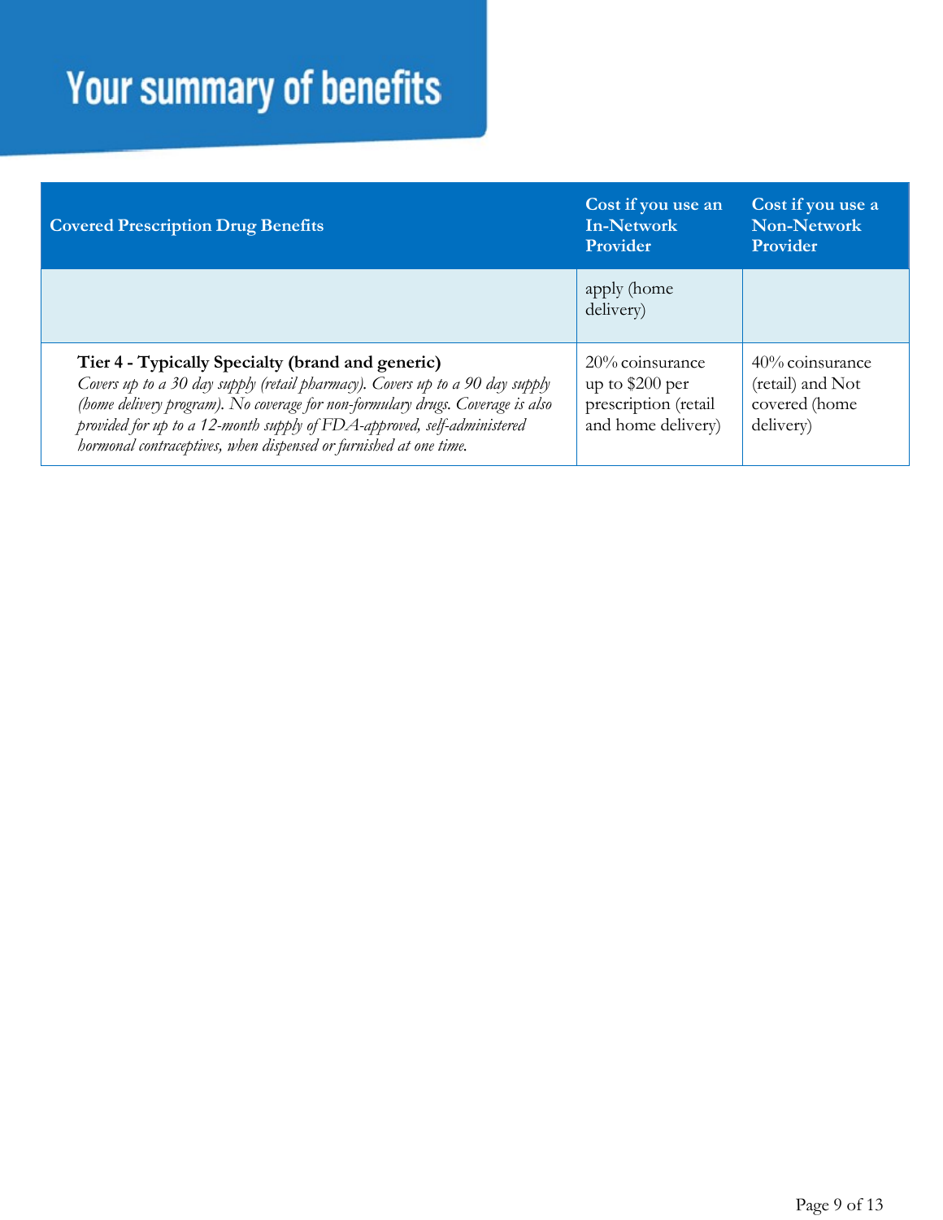# Your summary of benefits

| Covered Prescription Drug Benefits | Cost if you use an In-Network Provider | Cost if you use a Non-Network Provider |
| --- | --- | --- |
| | apply (home delivery) | |
| **Tier 4 - Typically Specialty (brand and generic)** *Covers up to a 30 day supply (retail pharmacy). Covers up to a 90 day supply (home delivery program). No coverage for non-formulary drugs. Coverage is also provided for up to a 12-month supply of FDA-approved, self-administered hormonal contraceptives, when dispensed or furnished at one time.* | 20% coinsurance up to $200 per prescription (retail and home delivery) | 40% coinsurance (retail) and Not covered (home delivery) |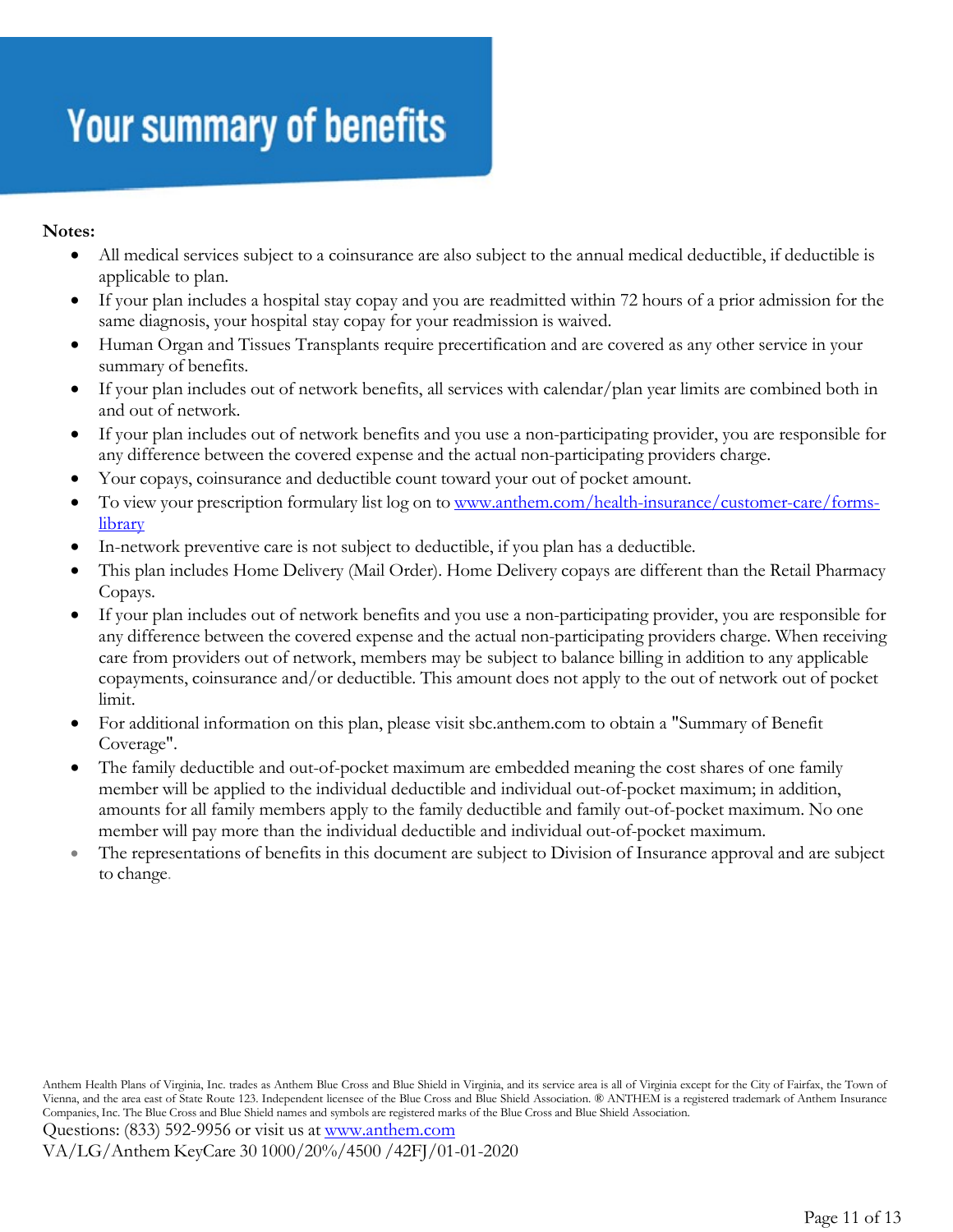# Your summary of benefits

**Notes:**

- All medical services subject to a coinsurance are also subject to the annual medical deductible, if deductible is applicable to plan.
- If your plan includes a hospital stay copay and you are readmitted within 72 hours of a prior admission for the same diagnosis, your hospital stay copay for your readmission is waived.
- Human Organ and Tissues Transplants require precertification and are covered as any other service in your summary of benefits.
- If your plan includes out of network benefits, all services with calendar/plan year limits are combined both in and out of network.
- If your plan includes out of network benefits and you use a non-participating provider, you are responsible for any difference between the covered expense and the actual non-participating providers charge.
- Your copays, coinsurance and deductible count toward your out of pocket amount.
- To view your prescription formulary list log on to [www.anthem.com/health-insurance/customer-care/forms-library](www.anthem.com/health-insurance/customer-care/forms-library)
- In-network preventive care is not subject to deductible, if you plan has a deductible.
- This plan includes Home Delivery (Mail Order). Home Delivery copays are different than the Retail Pharmacy Copays.
- If your plan includes out of network benefits and you use a non-participating provider, you are responsible for any difference between the covered expense and the actual non-participating providers charge. When receiving care from providers out of network, members may be subject to balance billing in addition to any applicable copayments, coinsurance and/or deductible. This amount does not apply to the out of network out of pocket limit.
- For additional information on this plan, please visit sbc.anthem.com to obtain a "Summary of Benefit Coverage".
- The family deductible and out-of-pocket maximum are embedded meaning the cost shares of one family member will be applied to the individual deductible and individual out-of-pocket maximum; in addition, amounts for all family members apply to the family deductible and family out-of-pocket maximum. No one member will pay more than the individual deductible and individual out-of-pocket maximum.
- The representations of benefits in this document are subject to Division of Insurance approval and are subject to change.

Anthem Health Plans of Virginia, Inc. trades as Anthem Blue Cross and Blue Shield in Virginia, and its service area is all of Virginia except for the City of Fairfax, the Town of Vienna, and the area east of State Route 123. Independent licensee of the Blue Cross and Blue Shield Association. ® ANTHEM is a registered trademark of Anthem Insurance Companies, Inc. The Blue Cross and Blue Shield names and symbols are registered marks of the Blue Cross and Blue Shield Association.

Questions: (833) 592-9956 or visit us at [www.anthem.com](www.anthem.com)

VA/LG/Anthem KeyCare 30 1000/20%/4500 /42FJ/01-01-2020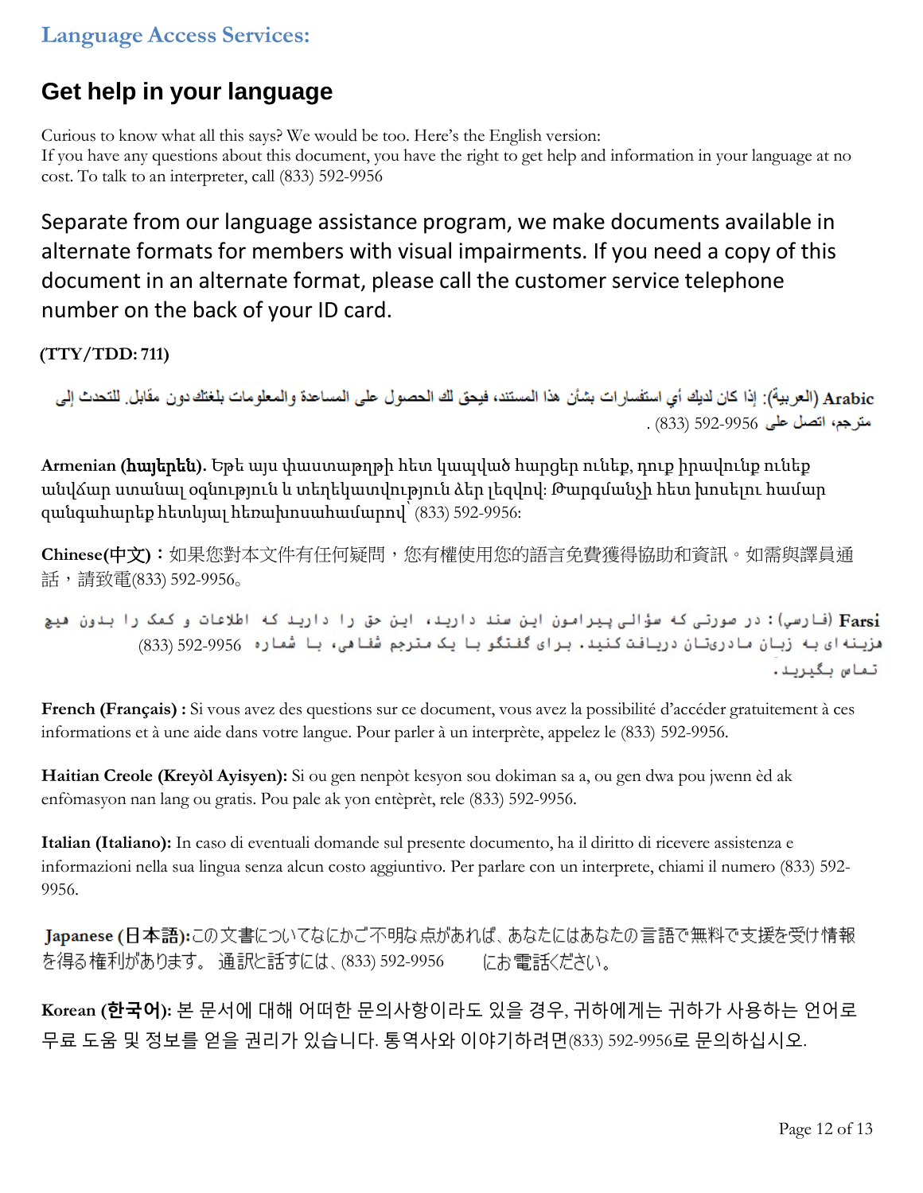## Language Access Services:

# Get help in your language

Curious to know what all this says? We would be too. Here's the English version:
If you have any questions about this document, you have the right to get help and information in your language at no cost. To talk to an interpreter, call (833) 592-9956

Separate from our language assistance program, we make documents available in alternate formats for members with visual impairments. If you need a copy of this document in an alternate format, please call the customer service telephone number on the back of your ID card.

**(TTY/TDD: 711)**

**Arabic** (العربية): إذا كان لديك أي استفسارات بشأن هذا المستند، فيحق لك الحصول على المساعدة والمعلومات بلغتك دون مقابل. للتحدث إلى مترجم، اتصل على 9956-592 (833) .

**Armenian (հայերեն).** Եթե այս փաստաթղթի հետ կապված հարցեր ունեք, դուք իրավունք ունեք անվճար ստանալ օգնություն և տեղեկատվություն ձեր լեզվով: Թարգմանչի հետ խոսելու համար զանգահարեք հետևյալ հեռախոսահամարով՝ (833) 592-9956:

**Chinese(中文)**：如果您對本文件有任何疑問，您有權使用您的語言免費獲得協助和資訊。如需與譯員通話，請致電(833) 592-9956。

**Farsi** (فارسی) : در صورتی که سؤالی پیرامون این سند دارید، این حق را دارید که اطلاعات و کمک را بدون هیچ هزینه ای به زبان مادری‌تان دریافت کنید. برای گفتگو با یک مترجم شفاهی، با شماره 9956-592 (833) تماس بگیرید.

**French (Français) :** Si vous avez des questions sur ce document, vous avez la possibilité d'accéder gratuitement à ces informations et à une aide dans votre langue. Pour parler à un interprète, appelez le (833) 592-9956.

**Haitian Creole (Kreyòl Ayisyen):** Si ou gen nenpòt kesyon sou dokiman sa a, ou gen dwa pou jwenn èd ak enfòmasyon nan lang ou gratis. Pou pale ak yon entèprèt, rele (833) 592-9956.

**Italian (Italiano):** In caso di eventuali domande sul presente documento, ha il diritto di ricevere assistenza e informazioni nella sua lingua senza alcun costo aggiuntivo. Per parlare con un interprete, chiami il numero (833) 592-9956.

**Japanese (日本語):**この文書についてなにかご不明な点があれば、あなたにはあなたの言語で無料で支援を受け情報を得る権利があります。 通訳と話すには、(833) 592-9956 にお電話ください。

**Korean (한국어):** 본 문서에 대해 어떠한 문의사항이라도 있을 경우, 귀하에게는 귀하가 사용하는 언어로 무료 도움 및 정보를 얻을 권리가 있습니다. 통역사와 이야기하려면(833) 592-9956로 문의하십시오.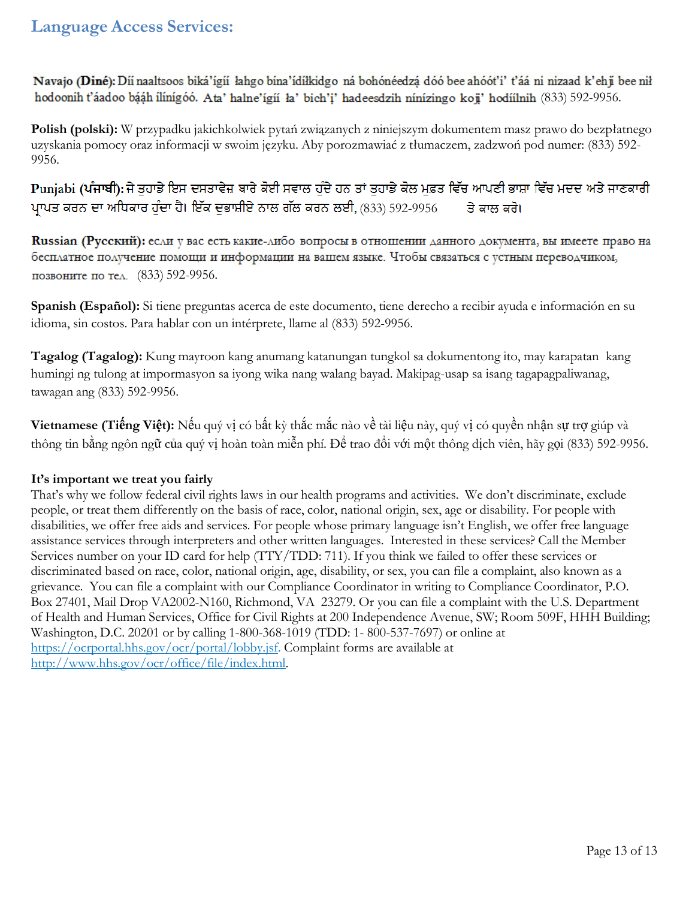## Language Access Services:

**Navajo (Diné):** Díí naaltsoos biká'ígíí łahgo bína'ídíłkidgo ná bohónéedzą́ dóó bee ahóót'i' t'áá ni nizaad k'ehjí bee nił hodoonih t'áadoo bááh ílínígóó. Ata' halne'ígíí ła' bich'į' hadeesdzih nínízingo kojį' hodíílnih (833) 592-9956.

**Polish (polski):** W przypadku jakichkolwiek pytań związanych z niniejszym dokumentem masz prawo do bezpłatnego uzyskania pomocy oraz informacji w swoim języku. Aby porozmawiać z tłumaczem, zadzwoń pod numer: (833) 592-9956.

**Punjabi (ਪੰਜਾਬੀ):** ਜੇ ਤੁਹਾਡੇ ਇਸ ਦਸਤਾਵੇਜ਼ ਬਾਰੇ ਕੋਈ ਸਵਾਲ ਹੁੰਦੇ ਹਨ ਤਾਂ ਤੁਹਾਡੇ ਕੋਲ ਮੁਫ਼ਤ ਵਿੱਚ ਆਪਣੀ ਭਾਸ਼ਾ ਵਿੱਚ ਮਦਦ ਅਤੇ ਜਾਣਕਾਰੀ ਪ੍ਰਾਪਤ ਕਰਨ ਦਾ ਅਧਿਕਾਰ ਹੁੰਦਾ ਹੈ। ਇੱਕ ਦੁਭਾਸ਼ੀਏ ਨਾਲ ਗੱਲ ਕਰਨ ਲਈ, (833) 592-9956 ਤੇ ਕਾਲ ਕਰੋ।

**Russian (Русский):** если у вас есть какие-либо вопросы в отношении данного документа, вы имеете право на бесплатное получение помощи и информации на вашем языке. Чтобы связаться с устным переводчиком, позвоните по тел. (833) 592-9956.

**Spanish (Español):** Si tiene preguntas acerca de este documento, tiene derecho a recibir ayuda e información en su idioma, sin costos. Para hablar con un intérprete, llame al (833) 592-9956.

**Tagalog (Tagalog):** Kung mayroon kang anumang katanungan tungkol sa dokumentong ito, may karapatan kang humingi ng tulong at impormasyon sa iyong wika nang walang bayad. Makipag-usap sa isang tagapagpaliwanag, tawagan ang (833) 592-9956.

**Vietnamese (Tiếng Việt):** Nếu quý vị có bất kỳ thắc mắc nào về tài liệu này, quý vị có quyền nhận sự trợ giúp và thông tin bằng ngôn ngữ của quý vị hoàn toàn miễn phí. Để trao đổi với một thông dịch viên, hãy gọi (833) 592-9956.

**It's important we treat you fairly**

That's why we follow federal civil rights laws in our health programs and activities. We don't discriminate, exclude people, or treat them differently on the basis of race, color, national origin, sex, age or disability. For people with disabilities, we offer free aids and services. For people whose primary language isn't English, we offer free language assistance services through interpreters and other written languages. Interested in these services? Call the Member Services number on your ID card for help (TTY/TDD: 711). If you think we failed to offer these services or discriminated based on race, color, national origin, age, disability, or sex, you can file a complaint, also known as a grievance. You can file a complaint with our Compliance Coordinator in writing to Compliance Coordinator, P.O. Box 27401, Mail Drop VA2002-N160, Richmond, VA 23279. Or you can file a complaint with the U.S. Department of Health and Human Services, Office for Civil Rights at 200 Independence Avenue, SW; Room 509F, HHH Building; Washington, D.C. 20201 or by calling 1-800-368-1019 (TDD: 1- 800-537-7697) or online at https://ocrportal.hhs.gov/ocr/portal/lobby.jsf. Complaint forms are available at http://www.hhs.gov/ocr/office/file/index.html.